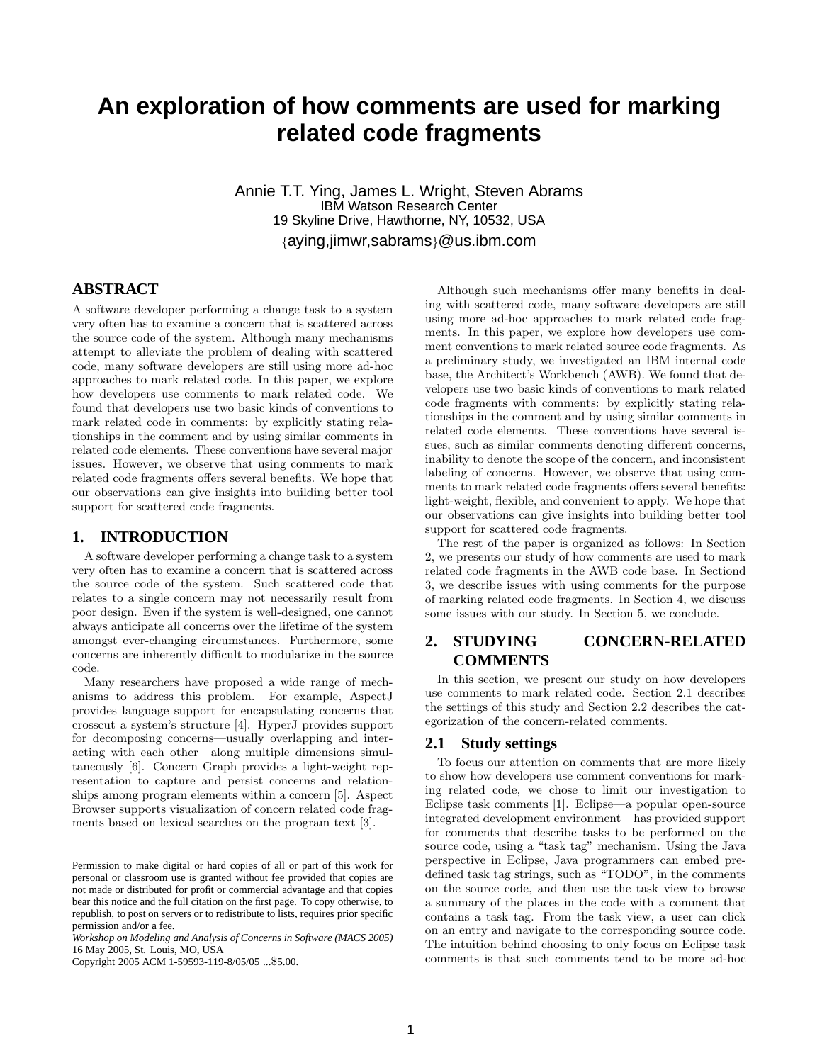# An exploration of how comments are used for marking related code fragments

Annie T.T. Ying, James L. Wright, Steven Abrams
IBM Watson Research Center
19 Skyline Drive, Hawthorne, NY, 10532, USA
{aying,jimwr,sabrams}@us.ibm.com

## ABSTRACT

A software developer performing a change task to a system very often has to examine a concern that is scattered across the source code of the system. Although many mechanisms attempt to alleviate the problem of dealing with scattered code, many software developers are still using more ad-hoc approaches to mark related code. In this paper, we explore how developers use comments to mark related code. We found that developers use two basic kinds of conventions to mark related code in comments: by explicitly stating relationships in the comment and by using similar comments in related code elements. These conventions have several major issues. However, we observe that using comments to mark related code fragments offers several benefits. We hope that our observations can give insights into building better tool support for scattered code fragments.

## 1. INTRODUCTION

A software developer performing a change task to a system very often has to examine a concern that is scattered across the source code of the system. Such scattered code that relates to a single concern may not necessarily result from poor design. Even if the system is well-designed, one cannot always anticipate all concerns over the lifetime of the system amongst ever-changing circumstances. Furthermore, some concerns are inherently difficult to modularize in the source code.

Many researchers have proposed a wide range of mechanisms to address this problem. For example, AspectJ provides language support for encapsulating concerns that crosscut a system's structure [4]. HyperJ provides support for decomposing concerns—usually overlapping and interacting with each other—along multiple dimensions simultaneously [6]. Concern Graph provides a light-weight representation to capture and persist concerns and relationships among program elements within a concern [5]. Aspect Browser supports visualization of concern related code fragments based on lexical searches on the program text [3].

Permission to make digital or hard copies of all or part of this work for personal or classroom use is granted without fee provided that copies are not made or distributed for profit or commercial advantage and that copies bear this notice and the full citation on the first page. To copy otherwise, to republish, to post on servers or to redistribute to lists, requires prior specific permission and/or a fee.
*Workshop on Modeling and Analysis of Concerns in Software (MACS 2005)* 16 May 2005, St. Louis, MO, USA
Copyright 2005 ACM 1-59593-119-8/05/05 ...$5.00.

Although such mechanisms offer many benefits in dealing with scattered code, many software developers are still using more ad-hoc approaches to mark related code fragments. In this paper, we explore how developers use comment conventions to mark related source code fragments. As a preliminary study, we investigated an IBM internal code base, the Architect's Workbench (AWB). We found that developers use two basic kinds of conventions to mark related code fragments with comments: by explicitly stating relationships in the comment and by using similar comments in related code elements. These conventions have several issues, such as similar comments denoting different concerns, inability to denote the scope of the concern, and inconsistent labeling of concerns. However, we observe that using comments to mark related code fragments offers several benefits: light-weight, flexible, and convenient to apply. We hope that our observations can give insights into building better tool support for scattered code fragments.

The rest of the paper is organized as follows: In Section 2, we presents our study of how comments are used to mark related code fragments in the AWB code base. In Sectiond 3, we describe issues with using comments for the purpose of marking related code fragments. In Section 4, we discuss some issues with our study. In Section 5, we conclude.

## 2. STUDYING CONCERN-RELATED COMMENTS

In this section, we present our study on how developers use comments to mark related code. Section 2.1 describes the settings of this study and Section 2.2 describes the categorization of the concern-related comments.

### 2.1 Study settings

To focus our attention on comments that are more likely to show how developers use comment conventions for marking related code, we chose to limit our investigation to Eclipse task comments [1]. Eclipse—a popular open-source integrated development environment—has provided support for comments that describe tasks to be performed on the source code, using a "task tag" mechanism. Using the Java perspective in Eclipse, Java programmers can embed predefined task tag strings, such as "TODO", in the comments on the source code, and then use the task view to browse a summary of the places in the code with a comment that contains a task tag. From the task view, a user can click on an entry and navigate to the corresponding source code. The intuition behind choosing to only focus on Eclipse task comments is that such comments tend to be more ad-hoc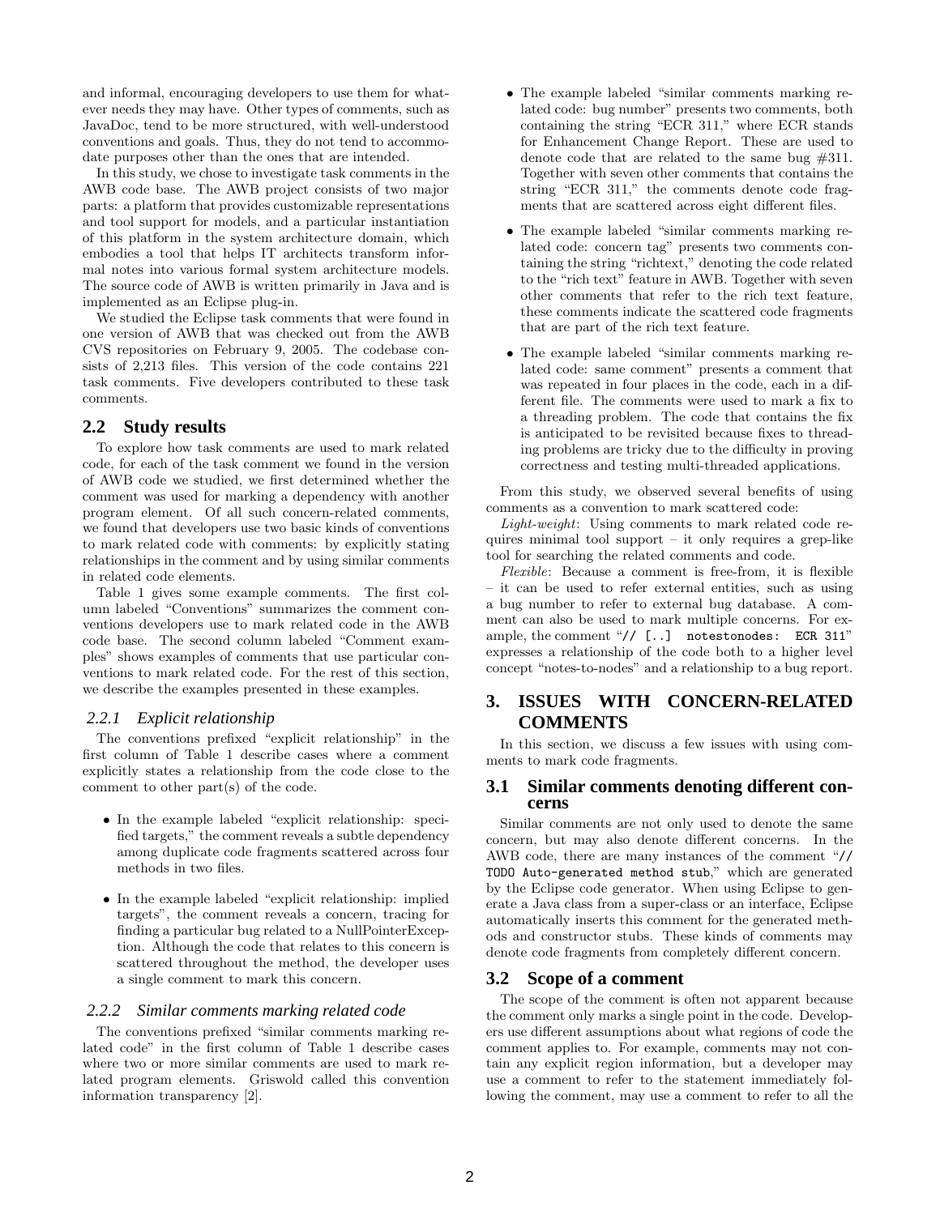and informal, encouraging developers to use them for whatever needs they may have. Other types of comments, such as JavaDoc, tend to be more structured, with well-understood conventions and goals. Thus, they do not tend to accommodate purposes other than the ones that are intended.

In this study, we chose to investigate task comments in the AWB code base. The AWB project consists of two major parts: a platform that provides customizable representations and tool support for models, and a particular instantiation of this platform in the system architecture domain, which embodies a tool that helps IT architects transform informal notes into various formal system architecture models. The source code of AWB is written primarily in Java and is implemented as an Eclipse plug-in.

We studied the Eclipse task comments that were found in one version of AWB that was checked out from the AWB CVS repositories on February 9, 2005. The codebase consists of 2,213 files. This version of the code contains 221 task comments. Five developers contributed to these task comments.

## 2.2 Study results

To explore how task comments are used to mark related code, for each of the task comment we found in the version of AWB code we studied, we first determined whether the comment was used for marking a dependency with another program element. Of all such concern-related comments, we found that developers use two basic kinds of conventions to mark related code with comments: by explicitly stating relationships in the comment and by using similar comments in related code elements.

Table 1 gives some example comments. The first column labeled "Conventions" summarizes the comment conventions developers use to mark related code in the AWB code base. The second column labeled "Comment examples" shows examples of comments that use particular conventions to mark related code. For the rest of this section, we describe the examples presented in these examples.

### 2.2.1 *Explicit relationship*

The conventions prefixed "explicit relationship" in the first column of Table 1 describe cases where a comment explicitly states a relationship from the code close to the comment to other part(s) of the code.

- In the example labeled "explicit relationship: specified targets," the comment reveals a subtle dependency among duplicate code fragments scattered across four methods in two files.
- In the example labeled "explicit relationship: implied targets", the comment reveals a concern, tracing for finding a particular bug related to a NullPointerException. Although the code that relates to this concern is scattered throughout the method, the developer uses a single comment to mark this concern.

### 2.2.2 *Similar comments marking related code*

The conventions prefixed "similar comments marking related code" in the first column of Table 1 describe cases where two or more similar comments are used to mark related program elements. Griswold called this convention information transparency [2].

- The example labeled "similar comments marking related code: bug number" presents two comments, both containing the string "ECR 311," where ECR stands for Enhancement Change Report. These are used to denote code that are related to the same bug #311. Together with seven other comments that contains the string "ECR 311," the comments denote code fragments that are scattered across eight different files.
- The example labeled "similar comments marking related code: concern tag" presents two comments containing the string "richtext," denoting the code related to the "rich text" feature in AWB. Together with seven other comments that refer to the rich text feature, these comments indicate the scattered code fragments that are part of the rich text feature.
- The example labeled "similar comments marking related code: same comment" presents a comment that was repeated in four places in the code, each in a different file. The comments were used to mark a fix to a threading problem. The code that contains the fix is anticipated to be revisited because fixes to threading problems are tricky due to the difficulty in proving correctness and testing multi-threaded applications.

From this study, we observed several benefits of using comments as a convention to mark scattered code:

*Light-weight*: Using comments to mark related code requires minimal tool support – it only requires a grep-like tool for searching the related comments and code.

*Flexible*: Because a comment is free-from, it is flexible – it can be used to refer external entities, such as using a bug number to refer to external bug database. A comment can also be used to mark multiple concerns. For example, the comment "`// [..] notestonodes: ECR 311`" expresses a relationship of the code both to a higher level concept "notes-to-nodes" and a relationship to a bug report.

# 3. ISSUES WITH CONCERN-RELATED COMMENTS

In this section, we discuss a few issues with using comments to mark code fragments.

## 3.1 Similar comments denoting different concerns

Similar comments are not only used to denote the same concern, but may also denote different concerns. In the AWB code, there are many instances of the comment "`// TODO Auto-generated method stub`," which are generated by the Eclipse code generator. When using Eclipse to generate a Java class from a super-class or an interface, Eclipse automatically inserts this comment for the generated methods and constructor stubs. These kinds of comments may denote code fragments from completely different concern.

## 3.2 Scope of a comment

The scope of the comment is often not apparent because the comment only marks a single point in the code. Developers use different assumptions about what regions of code the comment applies to. For example, comments may not contain any explicit region information, but a developer may use a comment to refer to the statement immediately following the comment, may use a comment to refer to all the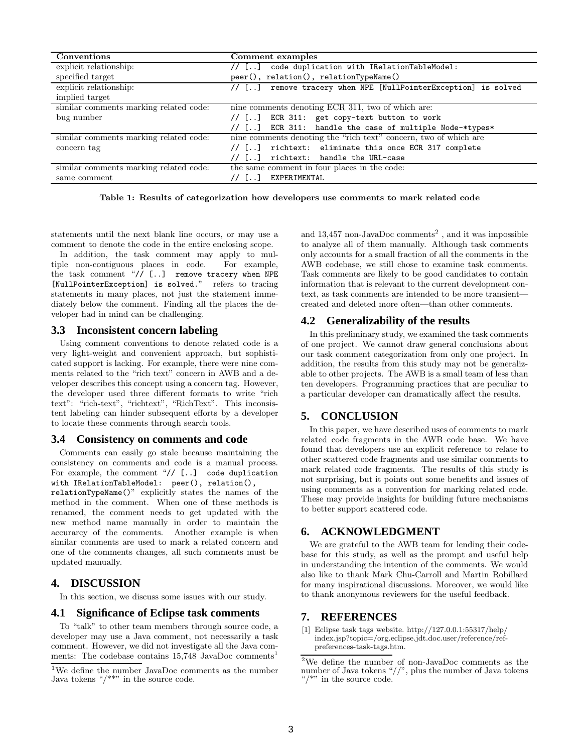| Conventions | Comment examples |
|---|---|
| explicit relationship: specified target | `// [..] code duplication with IRelationTableModel: peer(), relation(), relationTypeName()` |
| explicit relationship: implied target | `// [..] remove tracery when NPE [NullPointerException] is solved` |
| similar comments marking related code: bug number | nine comments denoting ECR 311, two of which are: `// [..] ECR 311: get copy-text button to work` `// [..] ECR 311: handle the case of multiple Node-*types*` |
| similar comments marking related code: concern tag | nine comments denoting the "rich text" concern, two of which are `// [..] richtext: eliminate this once ECR 317 complete` `// [..] richtext: handle the URL-case` |
| similar comments marking related code: same comment | the same comment in four places in the code: `// [..] EXPERIMENTAL` |

**Table 1: Results of categorization how developers use comments to mark related code**

statements until the next blank line occurs, or may use a comment to denote the code in the entire enclosing scope.

In addition, the task comment may apply to multiple non-contiguous places in code. For example, the task comment "`// [..] remove tracery when NPE [NullPointerException] is solved.`" refers to tracing statements in many places, not just the statement immediately below the comment. Finding all the places the developer had in mind can be challenging.

### 3.3 Inconsistent concern labeling

Using comment conventions to denote related code is a very light-weight and convenient approach, but sophisticated support is lacking. For example, there were nine comments related to the "rich text" concern in AWB and a developer describes this concept using a concern tag. However, the developer used three different formats to write "rich text": "rich-text", "richtext", "RichText". This inconsistent labeling can hinder subsequent efforts by a developer to locate these comments through search tools.

### 3.4 Consistency on comments and code

Comments can easily go stale because maintaining the consistency on comments and code is a manual process. For example, the comment "`// [..] code duplication with IRelationTableModel: peer(), relation(), relationTypeName()`" explicitly states the names of the method in the comment. When one of these methods is renamed, the comment needs to get updated with the new method name manually in order to maintain the accurarcy of the comments. Another example is when similar comments are used to mark a related concern and one of the comments changes, all such comments must be updated manually.

## 4. DISCUSSION

In this section, we discuss some issues with our study.

### 4.1 Significance of Eclipse task comments

To "talk" to other team members through source code, a developer may use a Java comment, not necessarily a task comment. However, we did not investigate all the Java comments: The codebase contains 15,748 JavaDoc comments[1] and 13,457 non-JavaDoc comments[2] , and it was impossible to analyze all of them manually. Although task comments only accounts for a small fraction of all the comments in the AWB codebase, we still chose to examine task comments. Task comments are likely to be good candidates to contain information that is relevant to the current development context, as task comments are intended to be more transient—created and deleted more often—than other comments.

### 4.2 Generalizability of the results

In this preliminary study, we examined the task comments of one project. We cannot draw general conclusions about our task comment categorization from only one project. In addition, the results from this study may not be generalizable to other projects. The AWB is a small team of less than ten developers. Programming practices that are peculiar to a particular developer can dramatically affect the results.

## 5. CONCLUSION

In this paper, we have described uses of comments to mark related code fragments in the AWB code base. We have found that developers use an explicit reference to relate to other scattered code fragments and use similar comments to mark related code fragments. The results of this study is not surprising, but it points out some benefits and issues of using comments as a convention for marking related code. These may provide insights for building future mechanisms to better support scattered code.

## 6. ACKNOWLEDGMENT

We are grateful to the AWB team for lending their codebase for this study, as well as the prompt and useful help in understanding the intention of the comments. We would also like to thank Mark Chu-Carroll and Martin Robillard for many inspirational discussions. Moreover, we would like to thank anonymous reviewers for the useful feedback.

## 7. REFERENCES

[1] Eclipse task tags website. http://127.0.0.1:55317/help/index.jsp?topic=/org.eclipse.jdt.doc.user/reference/ref-preferences-task-tags.htm.

---

[1] We define the number JavaDoc comments as the number Java tokens "/**" in the source code.

[2] We define the number of non-JavaDoc comments as the number of Java tokens "//", plus the number of Java tokens "/*" in the source code.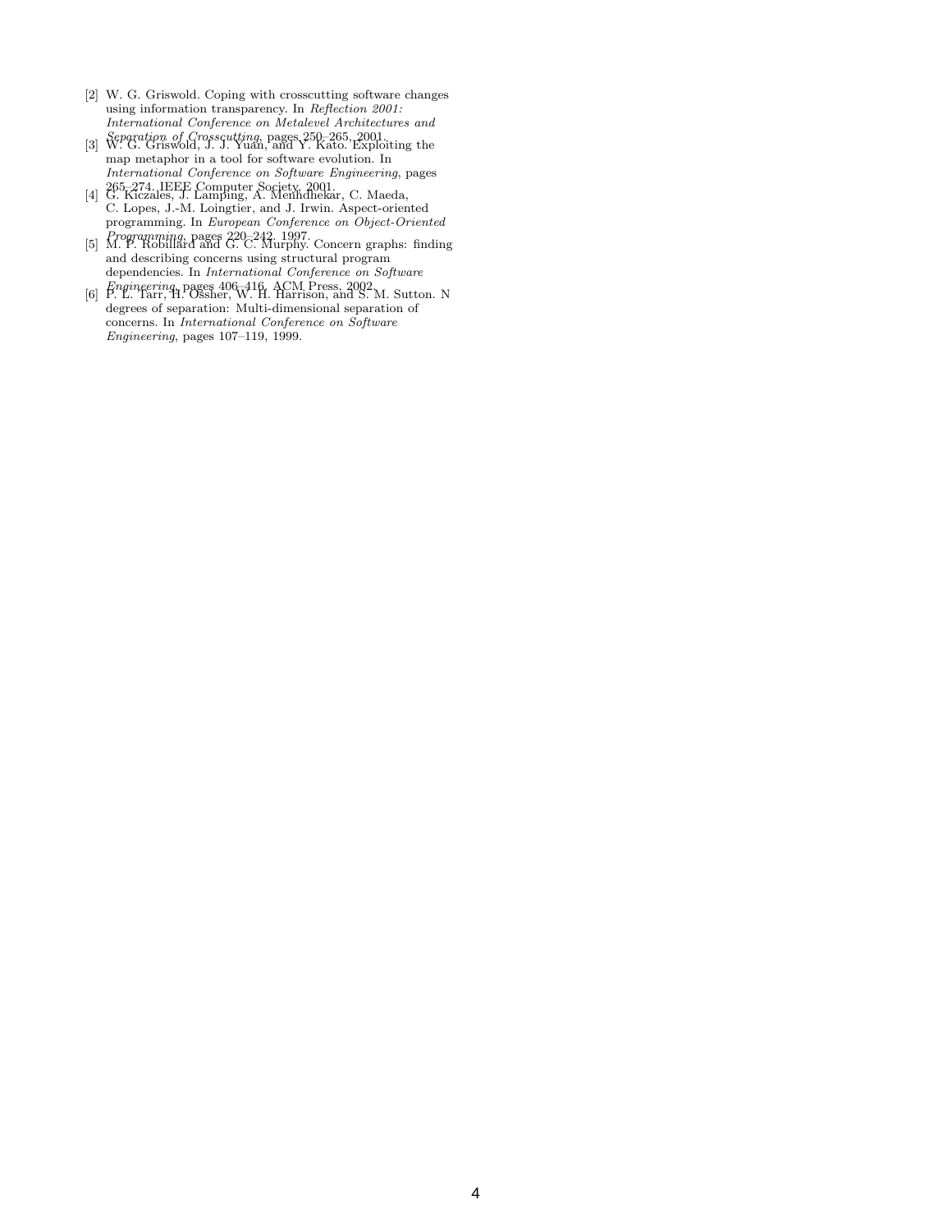[2] W. G. Griswold. Coping with crosscutting software changes using information transparency. In *Reflection 2001: International Conference on Metalevel Architectures and Separation of Crosscutting*, pages 250–265, 2001.

[3] W. G. Griswold, J. J. Yuan, and Y. Kato. Exploiting the map metaphor in a tool for software evolution. In *International Conference on Software Engineering*, pages 265–274. IEEE Computer Society, 2001.

[4] G. Kiczales, J. Lamping, A. Menhdhekar, C. Maeda, C. Lopes, J.-M. Loingtier, and J. Irwin. Aspect-oriented programming. In *European Conference on Object-Oriented Programming*, pages 220–242. 1997.

[5] M. P. Robillard and G. C. Murphy. Concern graphs: finding and describing concerns using structural program dependencies. In *International Conference on Software Engineering*, pages 406–416. ACM Press, 2002.

[6] P. L. Tarr, H. Ossher, W. H. Harrison, and S. M. Sutton. N degrees of separation: Multi-dimensional separation of concerns. In *International Conference on Software Engineering*, pages 107–119, 1999.